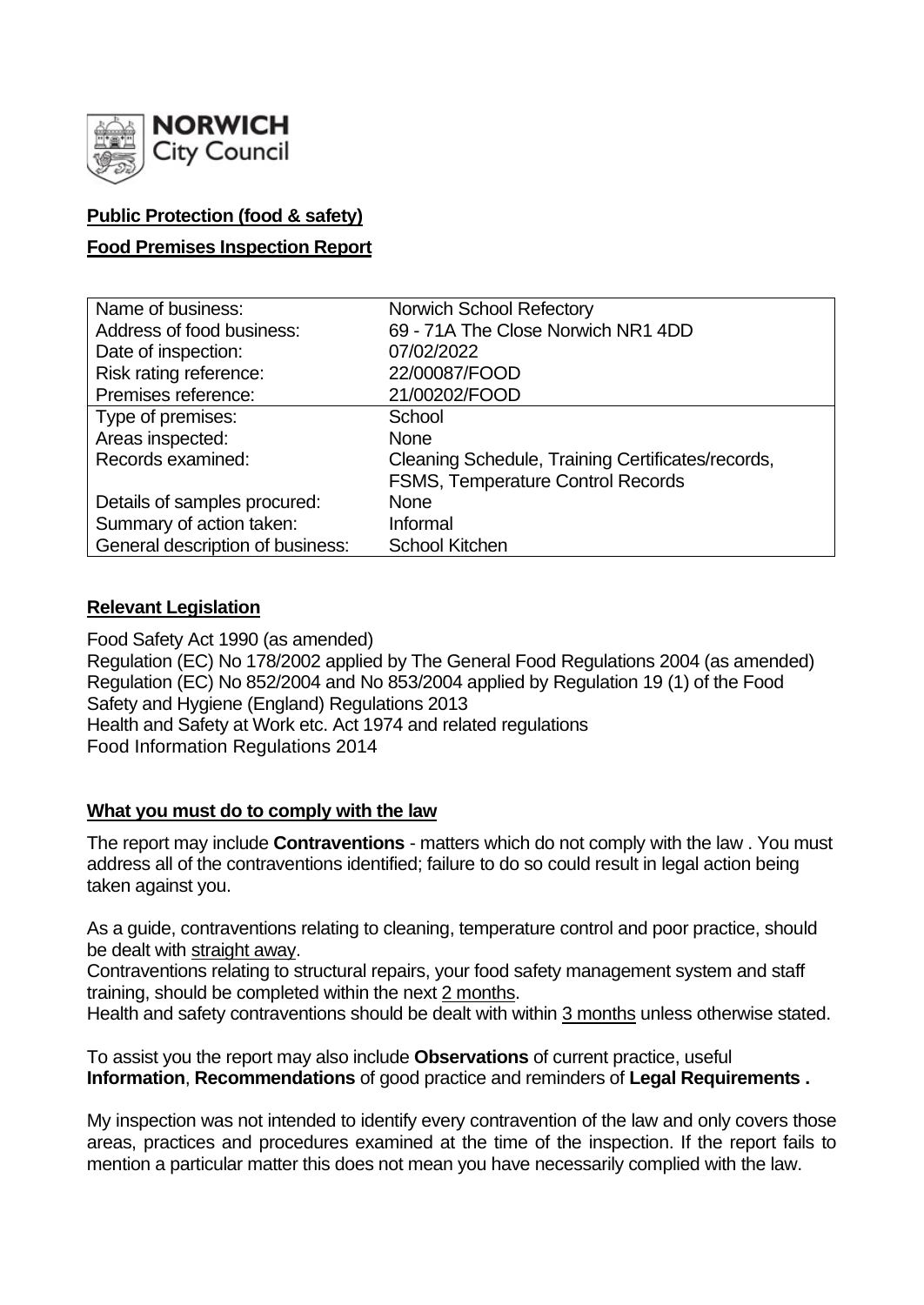**NORWICH City Council**

**Public Protection (food & safety)**

**Food Premises Inspection Report**

| | |
|---|---|
| Name of business: | Norwich School Refectory |
| Address of food business: | 69 - 71A The Close Norwich NR1 4DD |
| Date of inspection: | 07/02/2022 |
| Risk rating reference: | 22/00087/FOOD |
| Premises reference: | 21/00202/FOOD |
| Type of premises: | School |
| Areas inspected: | None |
| Records examined: | Cleaning Schedule, Training Certificates/records, FSMS, Temperature Control Records |
| Details of samples procured: | None |
| Summary of action taken: | Informal |
| General description of business: | School Kitchen |

## Relevant Legislation

Food Safety Act 1990 (as amended)
Regulation (EC) No 178/2002 applied by The General Food Regulations 2004 (as amended)
Regulation (EC) No 852/2004 and No 853/2004 applied by Regulation 19 (1) of the Food Safety and Hygiene (England) Regulations 2013
Health and Safety at Work etc. Act 1974 and related regulations
Food Information Regulations 2014

## What you must do to comply with the law

The report may include **Contraventions** - matters which do not comply with the law . You must address all of the contraventions identified; failure to do so could result in legal action being taken against you.

As a guide, contraventions relating to cleaning, temperature control and poor practice, should be dealt with straight away.
Contraventions relating to structural repairs, your food safety management system and staff training, should be completed within the next 2 months.
Health and safety contraventions should be dealt with within 3 months unless otherwise stated.

To assist you the report may also include **Observations** of current practice, useful **Information**, **Recommendations** of good practice and reminders of **Legal Requirements .**

My inspection was not intended to identify every contravention of the law and only covers those areas, practices and procedures examined at the time of the inspection. If the report fails to mention a particular matter this does not mean you have necessarily complied with the law.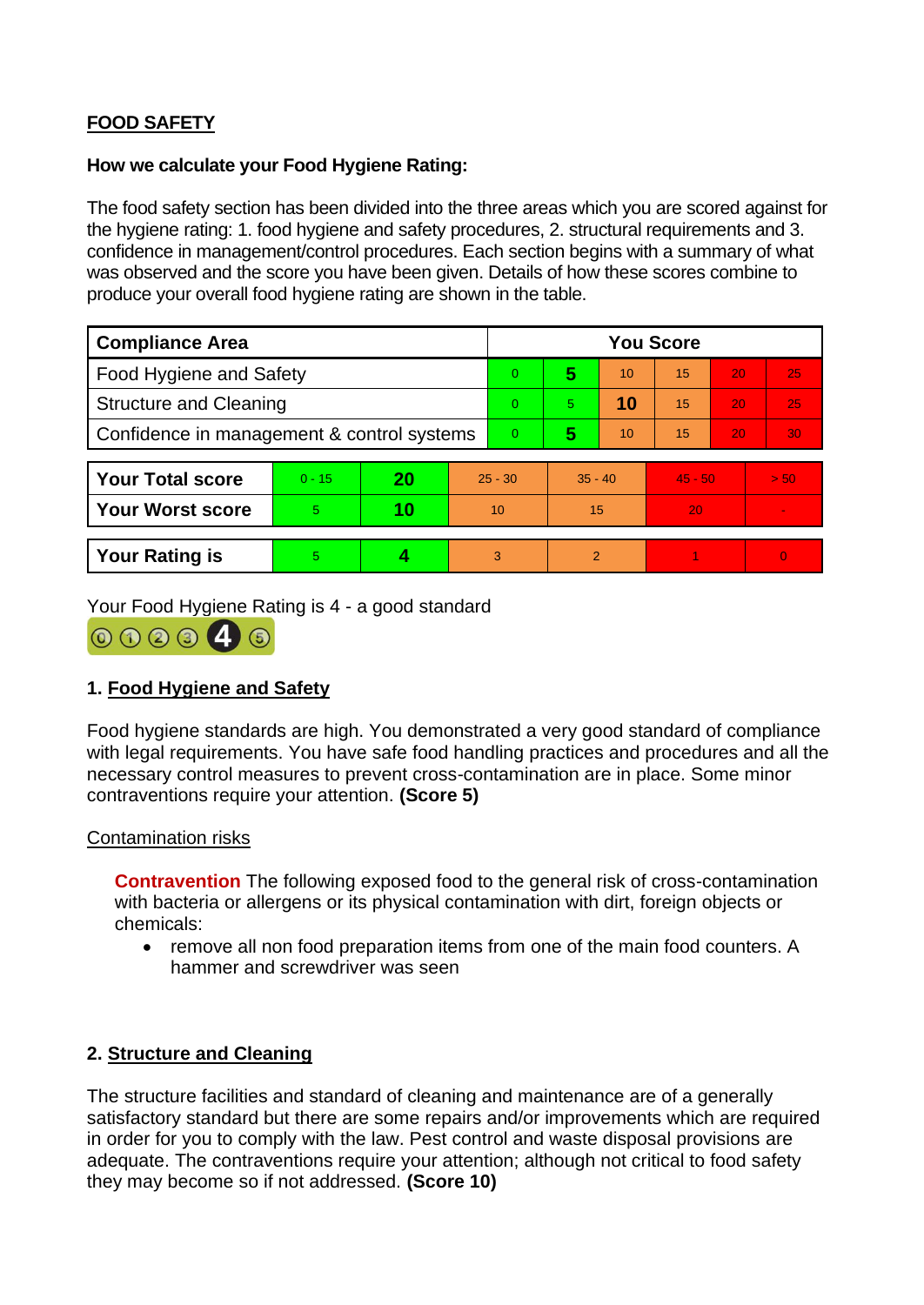## FOOD SAFETY

**How we calculate your Food Hygiene Rating:**

The food safety section has been divided into the three areas which you are scored against for the hygiene rating: 1. food hygiene and safety procedures, 2. structural requirements and 3. confidence in management/control procedures. Each section begins with a summary of what was observed and the score you have been given. Details of how these scores combine to produce your overall food hygiene rating are shown in the table.

| Compliance Area | You Score | | | | | |
|---|---|---|---|---|---|---|
| Food Hygiene and Safety | 0 | **5** | 10 | 15 | 20 | 25 |
| Structure and Cleaning | 0 | 5 | **10** | 15 | 20 | 25 |
| Confidence in management & control systems | 0 | **5** | 10 | 15 | 20 | 30 |

| | | | | | | |
|---|---|---|---|---|---|---|
| **Your Total score** | 0 - 15 | **20** | 25 - 30 | 35 - 40 | 45 - 50 | > 50 |
| **Your Worst score** | 5 | **10** | 10 | 15 | 20 | - |

| | | | | | | |
|---|---|---|---|---|---|---|
| **Your Rating is** | 5 | **4** | 3 | 2 | 1 | 0 |

Your Food Hygiene Rating is 4 - a good standard

### 1. Food Hygiene and Safety

Food hygiene standards are high. You demonstrated a very good standard of compliance with legal requirements. You have safe food handling practices and procedures and all the necessary control measures to prevent cross-contamination are in place. Some minor contraventions require your attention. **(Score 5)**

Contamination risks

**Contravention** The following exposed food to the general risk of cross-contamination with bacteria or allergens or its physical contamination with dirt, foreign objects or chemicals:

- remove all non food preparation items from one of the main food counters. A hammer and screwdriver was seen

### 2. Structure and Cleaning

The structure facilities and standard of cleaning and maintenance are of a generally satisfactory standard but there are some repairs and/or improvements which are required in order for you to comply with the law. Pest control and waste disposal provisions are adequate. The contraventions require your attention; although not critical to food safety they may become so if not addressed. **(Score 10)**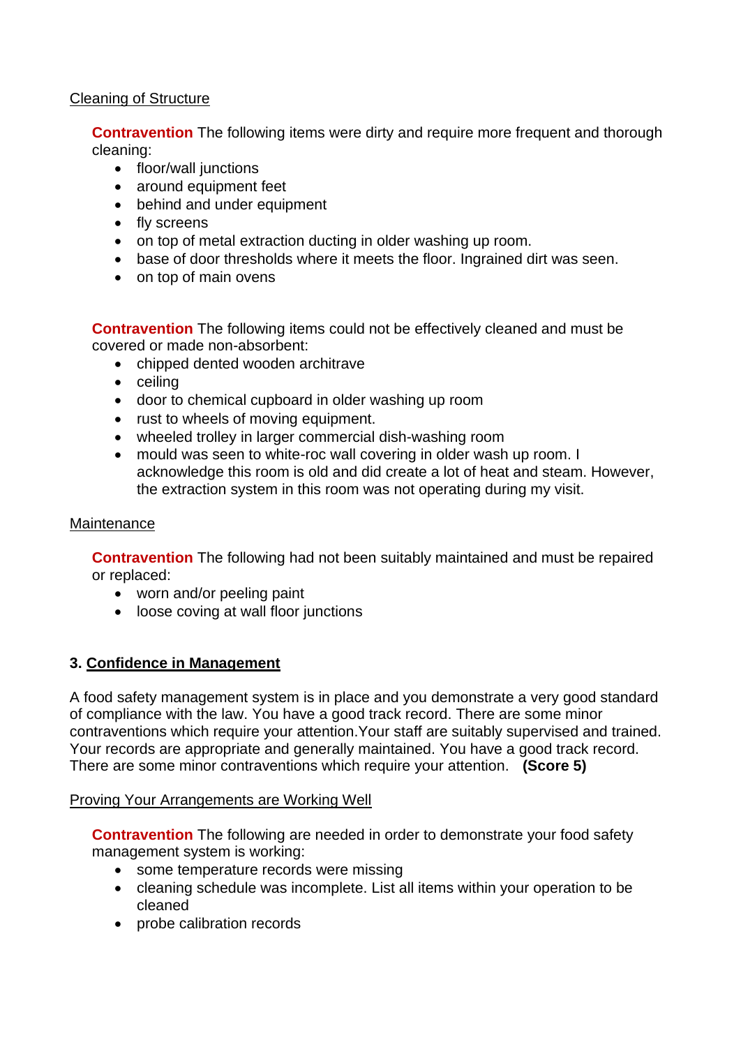Cleaning of Structure

**Contravention** The following items were dirty and require more frequent and thorough cleaning:

- floor/wall junctions
- around equipment feet
- behind and under equipment
- fly screens
- on top of metal extraction ducting in older washing up room.
- base of door thresholds where it meets the floor. Ingrained dirt was seen.
- on top of main ovens

**Contravention** The following items could not be effectively cleaned and must be covered or made non-absorbent:

- chipped dented wooden architrave
- ceiling
- door to chemical cupboard in older washing up room
- rust to wheels of moving equipment.
- wheeled trolley in larger commercial dish-washing room
- mould was seen to white-roc wall covering in older wash up room. I acknowledge this room is old and did create a lot of heat and steam. However, the extraction system in this room was not operating during my visit.

Maintenance

**Contravention** The following had not been suitably maintained and must be repaired or replaced:

- worn and/or peeling paint
- loose coving at wall floor junctions

### 3. Confidence in Management

A food safety management system is in place and you demonstrate a very good standard of compliance with the law. You have a good track record. There are some minor contraventions which require your attention.Your staff are suitably supervised and trained. Your records are appropriate and generally maintained. You have a good track record. There are some minor contraventions which require your attention. **(Score 5)**

Proving Your Arrangements are Working Well

**Contravention** The following are needed in order to demonstrate your food safety management system is working:

- some temperature records were missing
- cleaning schedule was incomplete. List all items within your operation to be cleaned
- probe calibration records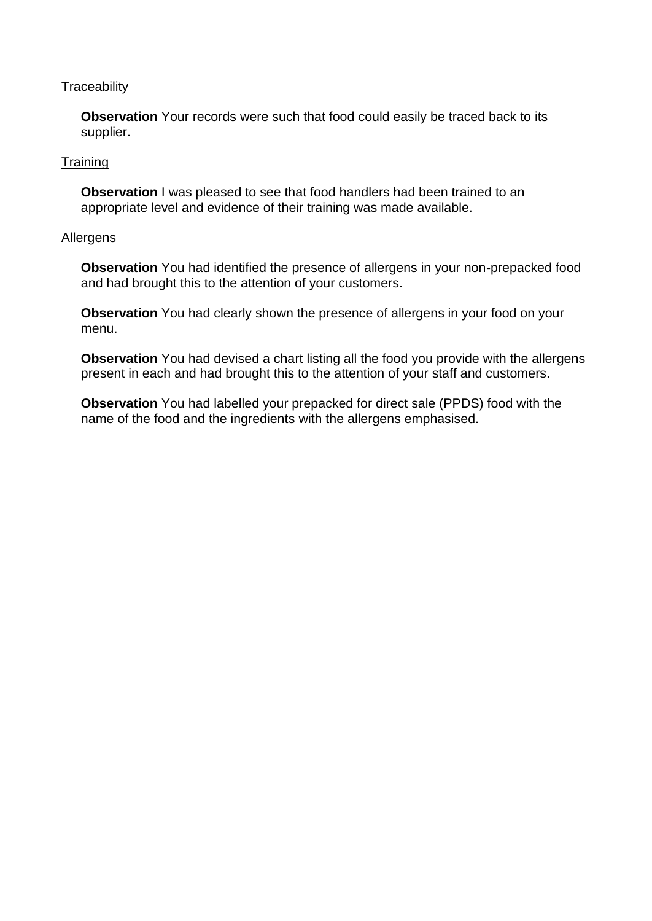Traceability

**Observation** Your records were such that food could easily be traced back to its supplier.

Training

**Observation** I was pleased to see that food handlers had been trained to an appropriate level and evidence of their training was made available.

Allergens

**Observation** You had identified the presence of allergens in your non-prepacked food and had brought this to the attention of your customers.

**Observation** You had clearly shown the presence of allergens in your food on your menu.

**Observation** You had devised a chart listing all the food you provide with the allergens present in each and had brought this to the attention of your staff and customers.

**Observation** You had labelled your prepacked for direct sale (PPDS) food with the name of the food and the ingredients with the allergens emphasised.